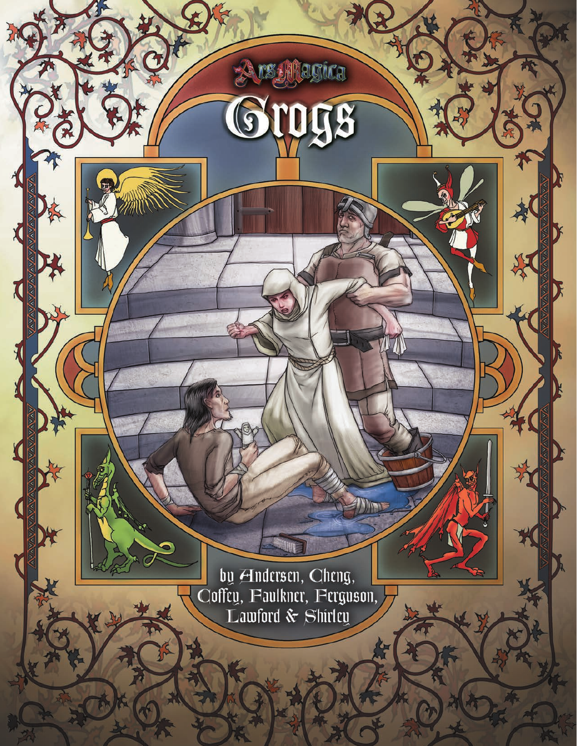# Ars Magica

# Grogs

by Andersen, Cheng, Coffey, Faulkner, Ferguson, Lawford & Shirley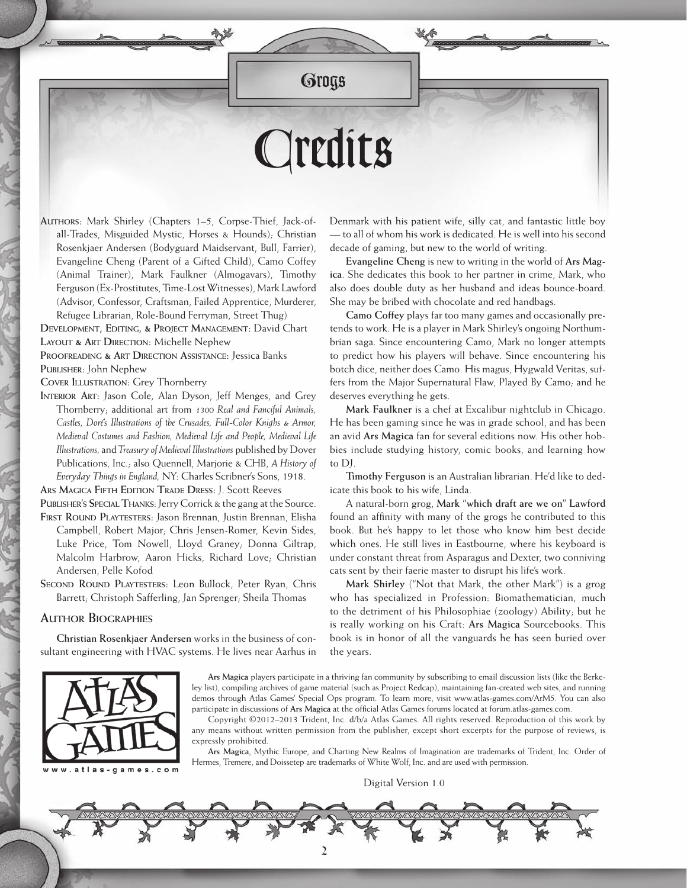# Credits

**Authors:** Mark Shirley (Chapters 1–5, Corpse-Thief, Jack-of-all-Trades, Misguided Mystic, Horses & Hounds); Christian Rosenkjaer Andersen (Bodyguard Maidservant, Bull, Farrier), Evangeline Cheng (Parent of a Gifted Child), Camo Coffey (Animal Trainer), Mark Faulkner (Almogavars), Timothy Ferguson (Ex-Prostitutes, Time-Lost Witnesses), Mark Lawford (Advisor, Confessor, Craftsman, Failed Apprentice, Murderer, Refugee Librarian, Role-Bound Ferryman, Street Thug)

**Development, Editing, & Project Management:** David Chart

**Layout & Art Direction:** Michelle Nephew

**Proofreading & Art Direction Assistance:** Jessica Banks

**Publisher:** John Nephew

**Cover Illustration:** Grey Thornberry

**Interior Art:** Jason Cole, Alan Dyson, Jeff Menges, and Grey Thornberry; additional art from *1300 Real and Fanciful Animals, Castles, Doré's Illustrations of the Crusades, Full-Color Knights & Armor, Medieval Costumes and Fashion, Medieval Life and People, Medieval Life Illustrations,* and *Treasury of Medieval Illustrations* published by Dover Publications, Inc.; also Quennell, Marjorie & CHB, *A History of Everyday Things in England,* NY: Charles Scribner's Sons, 1918.

**Ars Magica Fifth Edition Trade Dress:** J. Scott Reeves

**Publisher's Special Thanks:** Jerry Corrick & the gang at the Source.

**First Round Playtesters:** Jason Brennan, Justin Brennan, Elisha Campbell, Robert Major; Chris Jensen-Romer, Kevin Sides, Luke Price, Tom Nowell, Lloyd Graney; Donna Giltrap, Malcolm Harbrow, Aaron Hicks, Richard Love; Christian Andersen, Pelle Kofod

**Second Round Playtesters:** Leon Bullock, Peter Ryan, Chris Barrett; Christoph Safferling, Jan Sprenger; Sheila Thomas

## Author Biographies

**Christian Rosenkjaer Andersen** works in the business of consultant engineering with HVAC systems. He lives near Aarhus in Denmark with his patient wife, silly cat, and fantastic little boy — to all of whom his work is dedicated. He is well into his second decade of gaming, but new to the world of writing.

**Evangeline Cheng** is new to writing in the world of **Ars Magica**. She dedicates this book to her partner in crime, Mark, who also does double duty as her husband and ideas bounce-board. She may be bribed with chocolate and red handbags.

**Camo Coffey** plays far too many games and occasionally pretends to work. He is a player in Mark Shirley's ongoing Northumbrian saga. Since encountering Camo, Mark no longer attempts to predict how his players will behave. Since encountering his botch dice, neither does Camo. His magus, Hygwald Veritas, suffers from the Major Supernatural Flaw, Played By Camo; and he deserves everything he gets.

**Mark Faulkner** is a chef at Excalibur nightclub in Chicago. He has been gaming since he was in grade school, and has been an avid **Ars Magica** fan for several editions now. His other hobbies include studying history, comic books, and learning how to DJ.

**Timothy Ferguson** is an Australian librarian. He'd like to dedicate this book to his wife, Linda.

A natural-born grog, **Mark "which draft are we on" Lawford** found an affinity with many of the grogs he contributed to this book. But he's happy to let those who know him best decide which ones. He still lives in Eastbourne, where his keyboard is under constant threat from Asparagus and Dexter, two conniving cats sent by their faerie master to disrupt his life's work.

**Mark Shirley** ("Not that Mark, the other Mark") is a grog who has specialized in Profession: Biomathematician, much to the detriment of his Philosophiae (zoology) Ability; but he is really working on his Craft: **Ars Magica** Sourcebooks. This book is in honor of all the vanguards he has seen buried over the years.

www.atlas-games.com

**Ars Magica** players participate in a thriving fan community by subscribing to email discussion lists (like the Berkeley list), compiling archives of game material (such as Project Redcap), maintaining fan-created web sites, and running demos through Atlas Games' Special Ops program. To learn more, visit www.atlas-games.com/ArM5. You can also participate in discussions of **Ars Magica** at the official Atlas Games forums located at forum.atlas-games.com.

Copyright ©2012–2013 Trident, Inc. d/b/a Atlas Games. All rights reserved. Reproduction of this work by any means without written permission from the publisher, except short excerpts for the purpose of reviews, is expressly prohibited.

**Ars Magica**, Mythic Europe, and Charting New Realms of Imagination are trademarks of Trident, Inc. Order of Hermes, Tremere, and Doissetep are trademarks of White Wolf, Inc. and are used with permission.

Digital Version 1.0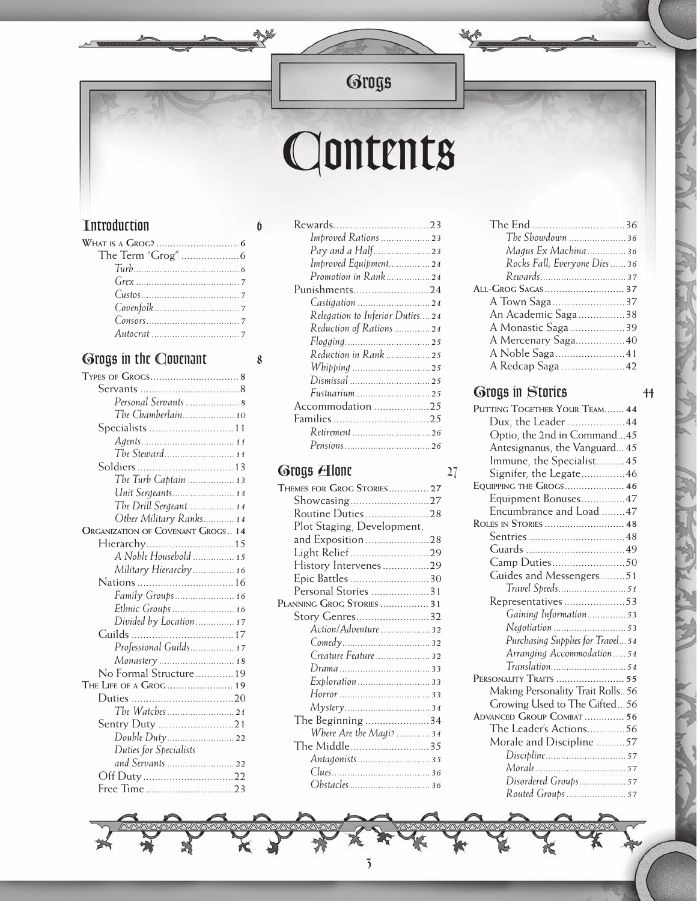# Contents

## Introduction 6

**What is a Grog?** 6
- The Term "Grog" 6
  - *Turb* 6
  - *Grex* 7
  - *Custos* 7
  - *Covenfolk* 7
  - *Consors* 7
  - *Autocrat* 7

## Grogs in the Covenant 8

**Types of Grogs** 8
- Servants 8
  - *Personal Servants* 8
  - *The Chamberlain* 10
- Specialists 11
  - *Agents* 11
  - *The Steward* 11
- Soldiers 13
  - *The Turb Captain* 13
  - *Unit Sergeants* 13
  - *The Drill Sergeant* 14
  - *Other Military Ranks* 14

**Organization of Covenant Grogs** 14
- Hierarchy 15
  - *A Noble Household* 15
  - *Military Hierarchy* 16
- Nations 16
  - *Family Groups* 16
  - *Ethnic Groups* 16
  - *Divided by Location* 17
- Guilds 17
  - *Professional Guilds* 17
  - *Monastery* 18
- No Formal Structure 19

**The Life of a Grog** 19
- Duties 20
  - *The Watches* 21
- Sentry Duty 21
  - *Double Duty* 22
  - *Duties for Specialists and Servants* 22
- Off Duty 22
- Free Time 23
- Rewards 23
  - *Improved Rations* 23
  - *Pay and a Half* 23
  - *Improved Equipment* 24
  - *Promotion in Rank* 24
- Punishments 24
  - *Castigation* 24
  - *Relegation to Inferior Duties* 24
  - *Reduction of Rations* 24
  - *Flogging* 25
  - *Reduction in Rank* 25
  - *Whipping* 25
  - *Dismissal* 25
  - *Fustuarium* 25
- Accommodation 25
- Families 25
  - *Retirement* 26
  - *Pensions* 26

## Grogs Alone 27

**Themes for Grog Stories** 27
- Showcasing 27
- Routine Duties 28
- Plot Staging, Development, and Exposition 28
- Light Relief 29
- History Intervenes 29
- Epic Battles 30
- Personal Stories 31

**Planning Grog Stories** 31
- Story Genres 32
  - *Action/Adventure* 32
  - *Comedy* 32
  - *Creature Feature* 32
  - *Drama* 33
  - *Exploration* 33
  - *Horror* 33
  - *Mystery* 34
- The Beginning 34
  - *Where Are the Magi?* 34
- The Middle 35
  - *Antagonists* 35
  - *Clues* 36
  - *Obstacles* 36
- The End 36
  - *The Showdown* 36
  - *Magus Ex Machina* 36
  - *Rocks Fall, Everyone Dies* 36
  - *Rewards* 37

**All-Grog Sagas** 37
- A Town Saga 37
- An Academic Saga 38
- A Monastic Saga 39
- A Mercenary Saga 40
- A Noble Saga 41
- A Redcap Saga 42

## Grogs in Stories 44

**Putting Together Your Team** 44
- Dux, the Leader 44
- Optio, the 2nd in Command 45
- Antesignanus, the Vanguard 45
- Immune, the Specialist 45
- Signifer, the Legate 46

**Equipping the Grogs** 46
- Equipment Bonuses 47
- Encumbrance and Load 47

**Roles in Stories** 48
- Sentries 48
- Guards 49
- Camp Duties 50
- Guides and Messengers 51
  - *Travel Speeds* 51
- Representatives 53
  - *Gaining Information* 53
  - *Negotiation* 53
  - *Purchasing Supplies for Travel* 54
  - *Arranging Accommodation* 54
  - *Translation* 54

**Personality Traits** 55
- Making Personality Trait Rolls 56
- Growing Used to The Gifted 56

**Advanced Group Combat** 56
- The Leader's Actions 56
- Morale and Discipline 57
  - *Discipline* 57
  - *Morale* 57
  - *Disordered Groups* 57
  - *Routed Groups* 57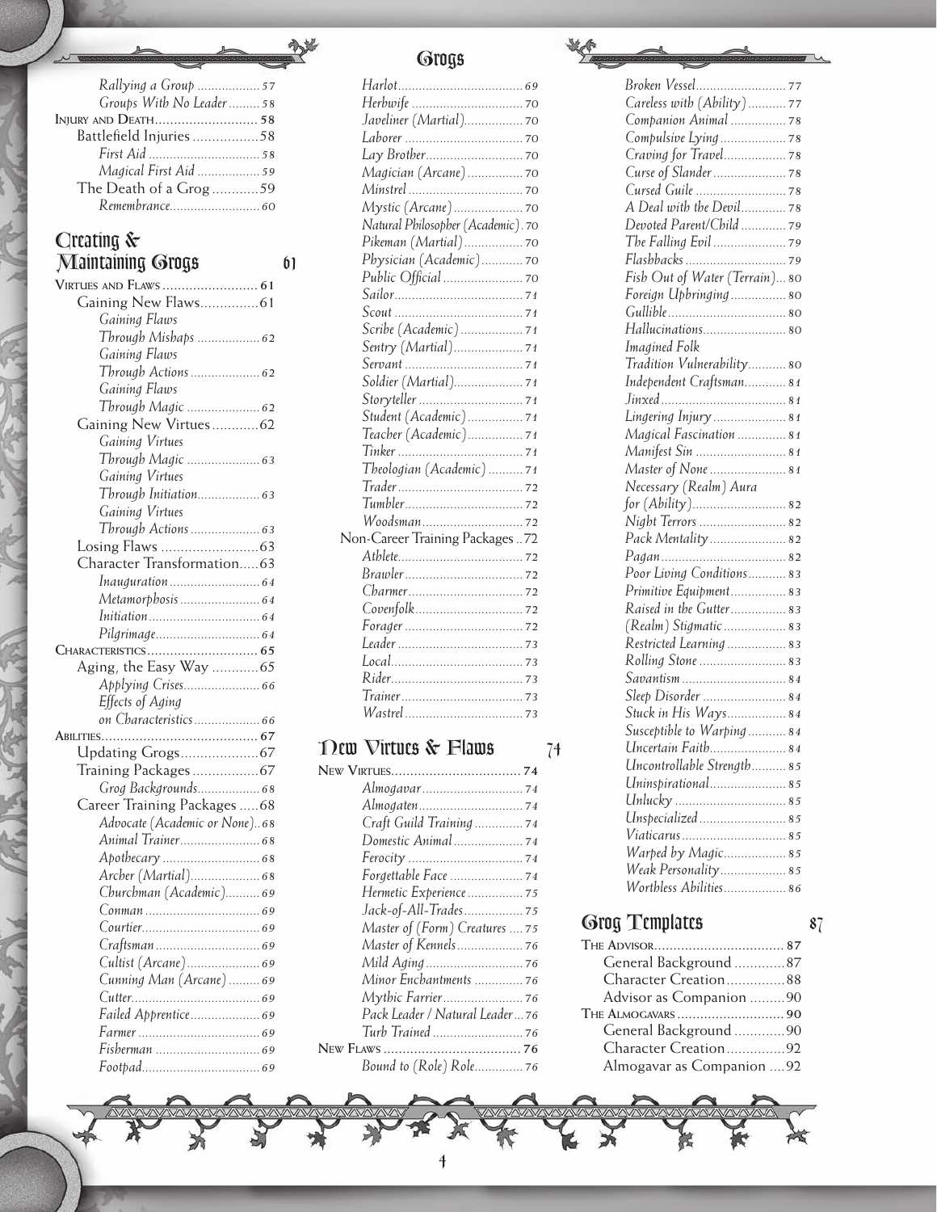*Rallying a Group* ........................ 57
*Groups With No Leader* ......... 58
INJURY AND DEATH ........................... 58
Battlefield Injuries ................. 58
*First Aid* ................................ 58
*Magical First Aid* .................. 59
The Death of a Grog ............ 59
*Remembrance* .......................... 60

## Creating & Maintaining Grogs — 61

VIRTUES AND FLAWS ......................... 61
Gaining New Flaws ............... 61
*Gaining Flaws Through Mishaps* .................. 62
*Gaining Flaws Through Actions* .................... 62
*Gaining Flaws Through Magic* ..................... 62
Gaining New Virtues ............ 62
*Gaining Virtues Through Magic* ..................... 63
*Gaining Virtues Through Initiation* .................. 63
*Gaining Virtues Through Actions* .................... 63
Losing Flaws ......................... 63
Character Transformation ..... 63
*Inauguration* .......................... 64
*Metamorphosis* ....................... 64
*Initiation* ................................ 64
*Pilgrimage* .............................. 64
CHARACTERISTICS ............................ 65
Aging, the Easy Way ............ 65
*Applying Crises* ...................... 66
*Effects of Aging on Characteristics* ................... 66
ABILITIES ........................................ 67
Updating Grogs .................... 67
Training Packages ................ 67
*Grog Backgrounds* .................. 68
Career Training Packages ..... 68
*Advocate (Academic or None)* .. 68
*Animal Trainer* ....................... 68
*Apothecary* ............................ 68
*Archer (Martial)* .................... 68
*Churchman (Academic)* .......... 69
*Conman* ................................. 69
*Courtier* .................................. 69
*Craftsman* .............................. 69
*Cultist (Arcane)* ..................... 69
*Cunning Man (Arcane)* ......... 69
*Cutter* ..................................... 69
*Failed Apprentice* .................... 69
*Farmer* ................................... 69
*Fisherman* .............................. 69
*Footpad* .................................. 69
*Harlot* .................................... 69
*Herbwife* ................................ 70
*Javeliner (Martial)* ................. 70
*Laborer* .................................. 70
*Lay Brother* ............................ 70
*Magician (Arcane)* ................. 70
*Minstrel* ................................. 70
*Mystic (Arcane)* ..................... 70
*Natural Philosopher (Academic)* . 70
*Pikeman (Martial)* ................. 70
*Physician (Academic)* ............ 70
*Public Official* ........................ 70
*Sailor* ..................................... 71
*Scout* ..................................... 71
*Scribe (Academic)* .................. 71
*Sentry (Martial)* ..................... 71
*Servant* .................................. 71
*Soldier (Martial)* .................... 71
*Storyteller* .............................. 71
*Student (Academic)* ................ 71
*Teacher (Academic)* ................ 71
*Tinker* .................................... 71
*Theologian (Academic)* .......... 71
*Trader* .................................... 72
*Tumbler* .................................. 72
*Woodsman* .............................. 72
Non-Career Training Packages .. 72
*Athlete* .................................... 72
*Brawler* .................................. 72
*Charmer* ................................. 72
*Covenfolk* ............................... 72
*Forager* .................................. 72
*Leader* .................................... 73
*Local* ...................................... 73
*Rider* ...................................... 73
*Trainer* ................................... 73
*Wastrel* .................................. 73

## New Virtues & Flaws — 74

NEW VIRTUES .................................. 74
*Almogavar* ............................. 74
*Almogaten* .............................. 74
*Craft Guild Training* .............. 74
*Domestic Animal* .................... 74
*Ferocity* ................................. 74
*Forgettable Face* ..................... 74
*Hermetic Experience* ............... 75
*Jack-of-All-Trades* .................. 75
*Master of (Form) Creatures* .... 75
*Master of Kennels* ................... 76
*Mild Aging* ............................. 76
*Minor Enchantments* .............. 76
*Mythic Farrier* ....................... 76
*Pack Leader / Natural Leader* ... 76
*Turb Trained* .......................... 76
NEW FLAWS .................................... 76
*Bound to (Role) Role* .............. 76
*Broken Vessel* ......................... 77
*Careless with (Ability)* ........... 77
*Companion Animal* ................. 78
*Compulsive Lying* ................... 78
*Craving for Travel* .................. 78
*Curse of Slander* ..................... 78
*Cursed Guile* .......................... 78
*A Deal with the Devil* ............. 78
*Devoted Parent/Child* ............. 79
*The Falling Evil* ..................... 79
*Flashbacks* ............................. 79
*Fish Out of Water (Terrain)* ... 80
*Foreign Upbringing* ................ 80
*Gullible* .................................. 80
*Hallucinations* ........................ 80
*Imagined Folk Tradition Vulnerability* ........... 80
*Independent Craftsman* ............ 81
*Jinxed* .................................... 81
*Lingering Injury* ..................... 81
*Magical Fascination* ............... 81
*Manifest Sin* .......................... 81
*Master of None* ...................... 81
*Necessary (Realm) Aura for (Ability)* ........................... 82
*Night Terrors* ......................... 82
*Pack Mentality* ...................... 82
*Pagan* .................................... 82
*Poor Living Conditions* ........... 83
*Primitive Equipment* ............... 83
*Raised in the Gutter* ................ 83
*(Realm) Stigmatic* .................. 83
*Restricted Learning* ................. 83
*Rolling Stone* ......................... 83
*Savantism* .............................. 84
*Sleep Disorder* ........................ 84
*Stuck in His Ways* ................... 84
*Susceptible to Warping* ........... 84
*Uncertain Faith* ...................... 84
*Uncontrollable Strength* .......... 85
*Uninspirational* ...................... 85
*Unlucky* ................................. 85
*Unspecialized* ......................... 85
*Viaticarus* .............................. 85
*Warped by Magic* .................... 85
*Weak Personality* .................... 85
*Worthless Abilities* .................. 86

## Grog Templates — 87

THE ADVISOR .................................. 87
General Background ............. 87
Character Creation ............... 88
Advisor as Companion ......... 90
THE ALMOGAVARS ........................... 90
General Background ............. 90
Character Creation ............... 92
Almogavar as Companion .... 92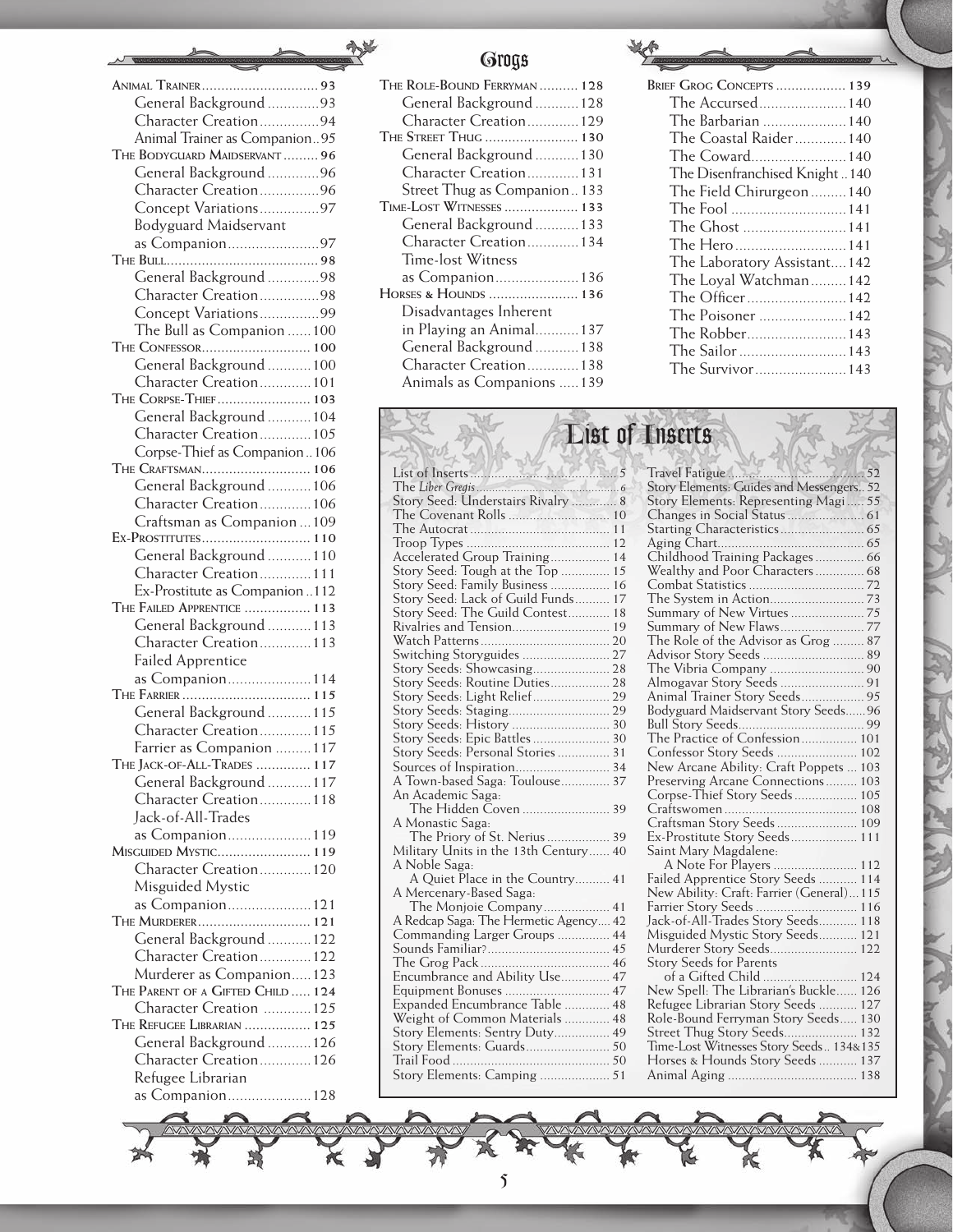## Grogs

Animal Trainer .......... 93
- General Background .......... 93
- Character Creation .......... 94
- Animal Trainer as Companion .. 95

The Bodyguard Maidservant .......... 96
- General Background .......... 96
- Character Creation .......... 96
- Concept Variations .......... 97
- Bodyguard Maidservant as Companion .......... 97

The Bull .......... 98
- General Background .......... 98
- Character Creation .......... 98
- Concept Variations .......... 99
- The Bull as Companion .......... 100

The Confessor .......... 100
- General Background .......... 100
- Character Creation .......... 101

The Corpse-Thief .......... 103
- General Background .......... 104
- Character Creation .......... 105
- Corpse-Thief as Companion .. 106

The Craftsman .......... 106
- General Background .......... 106
- Character Creation .......... 106
- Craftsman as Companion .......... 109

Ex-Prostitutes .......... 110
- General Background .......... 110
- Character Creation .......... 111
- Ex-Prostitute as Companion .. 112

The Failed Apprentice .......... 113
- General Background .......... 113
- Character Creation .......... 113
- Failed Apprentice as Companion .......... 114

The Farrier .......... 115
- General Background .......... 115
- Character Creation .......... 115
- Farrier as Companion .......... 117

The Jack-of-All-Trades .......... 117
- General Background .......... 117
- Character Creation .......... 118
- Jack-of-All-Trades as Companion .......... 119

Misguided Mystic .......... 119
- Character Creation .......... 120
- Misguided Mystic as Companion .......... 121

The Murderer .......... 121
- General Background .......... 122
- Character Creation .......... 122
- Murderer as Companion .......... 123

The Parent of a Gifted Child .......... 124
- Character Creation .......... 125

The Refugee Librarian .......... 125
- General Background .......... 126
- Character Creation .......... 126
- Refugee Librarian as Companion .......... 128

The Role-Bound Ferryman .......... 128
- General Background .......... 128
- Character Creation .......... 129

The Street Thug .......... 130
- General Background .......... 130
- Character Creation .......... 131
- Street Thug as Companion .. 133

Time-Lost Witnesses .......... 133
- General Background .......... 133
- Character Creation .......... 134
- Time-lost Witness as Companion .......... 136

Horses & Hounds .......... 136
- Disadvantages Inherent in Playing an Animal .......... 137
- General Background .......... 138
- Character Creation .......... 138
- Animals as Companions .......... 139

Brief Grog Concepts .......... 139
- The Accursed .......... 140
- The Barbarian .......... 140
- The Coastal Raider .......... 140
- The Coward .......... 140
- The Disenfranchised Knight .. 140
- The Field Chirurgeon .......... 140
- The Fool .......... 141
- The Ghost .......... 141
- The Hero .......... 141
- The Laboratory Assistant .... 142
- The Loyal Watchman .......... 142
- The Officer .......... 142
- The Poisoner .......... 142
- The Robber .......... 143
- The Sailor .......... 143
- The Survivor .......... 143

## List of Inserts

- List of Inserts .......... 5
- The *Liber Gregis* .......... 6
- Story Seed: Understairs Rivalry .......... 8
- The Covenant Rolls .......... 10
- The Autocrat .......... 11
- Troop Types .......... 12
- Accelerated Group Training .......... 14
- Story Seed: Tough at the Top .......... 15
- Story Seed: Family Business .......... 16
- Story Seed: Lack of Guild Funds .......... 17
- Story Seed: The Guild Contest .......... 18
- Rivalries and Tension .......... 19
- Watch Patterns .......... 20
- Switching Storyguides .......... 27
- Story Seeds: Showcasing .......... 28
- Story Seeds: Routine Duties .......... 28
- Story Seeds: Light Relief .......... 29
- Story Seeds: Staging .......... 29
- Story Seeds: History .......... 30
- Story Seeds: Epic Battles .......... 30
- Story Seeds: Personal Stories .......... 31
- Sources of Inspiration .......... 34
- A Town-based Saga: Toulouse .......... 37
- An Academic Saga: The Hidden Coven .......... 39
- A Monastic Saga: The Priory of St. Nerius .......... 39
- Military Units in the 13th Century .......... 40
- A Noble Saga: A Quiet Place in the Country .......... 41
- A Mercenary-Based Saga: The Monjoie Company .......... 41
- A Redcap Saga: The Hermetic Agency .... 42
- Commanding Larger Groups .......... 44
- Sounds Familiar? .......... 45
- The Grog Pack .......... 46
- Encumbrance and Ability Use .......... 47
- Equipment Bonuses .......... 47
- Expanded Encumbrance Table .......... 48
- Weight of Common Materials .......... 48
- Story Elements: Sentry Duty .......... 49
- Story Elements: Guards .......... 50
- Trail Food .......... 50
- Story Elements: Camping .......... 51
- Travel Fatigue .......... 52
- Story Elements: Guides and Messengers .. 52
- Story Elements: Representing Magi .......... 55
- Changes in Social Status .......... 61
- Starting Characteristics .......... 65
- Aging Chart .......... 65
- Childhood Training Packages .......... 66
- Wealthy and Poor Characters .......... 68
- Combat Statistics .......... 72
- The System in Action .......... 73
- Summary of New Virtues .......... 75
- Summary of New Flaws .......... 77
- The Role of the Advisor as Grog .......... 87
- Advisor Story Seeds .......... 89
- The Vibria Company .......... 90
- Almogavar Story Seeds .......... 91
- Animal Trainer Story Seeds .......... 95
- Bodyguard Maidservant Story Seeds .......... 96
- Bull Story Seeds .......... 99
- The Practice of Confession .......... 101
- Confessor Story Seeds .......... 102
- New Arcane Ability: Craft Poppets ... 103
- Preserving Arcane Connections .......... 103
- Corpse-Thief Story Seeds .......... 105
- Craftswomen .......... 108
- Craftsman Story Seeds .......... 109
- Ex-Prostitute Story Seeds .......... 111
- Saint Mary Magdalene: A Note For Players .......... 112
- Failed Apprentice Story Seeds .......... 114
- New Ability: Craft: Farrier (General) ... 115
- Farrier Story Seeds .......... 116
- Jack-of-All-Trades Story Seeds .......... 118
- Misguided Mystic Story Seeds .......... 121
- Murderer Story Seeds .......... 122
- Story Seeds for Parents of a Gifted Child .......... 124
- New Spell: The Librarian's Buckle .......... 126
- Refugee Librarian Story Seeds .......... 127
- Role-Bound Ferryman Story Seeds .......... 130
- Street Thug Story Seeds .......... 132
- Time-Lost Witnesses Story Seeds .. 134&135
- Horses & Hounds Story Seeds .......... 137
- Animal Aging .......... 138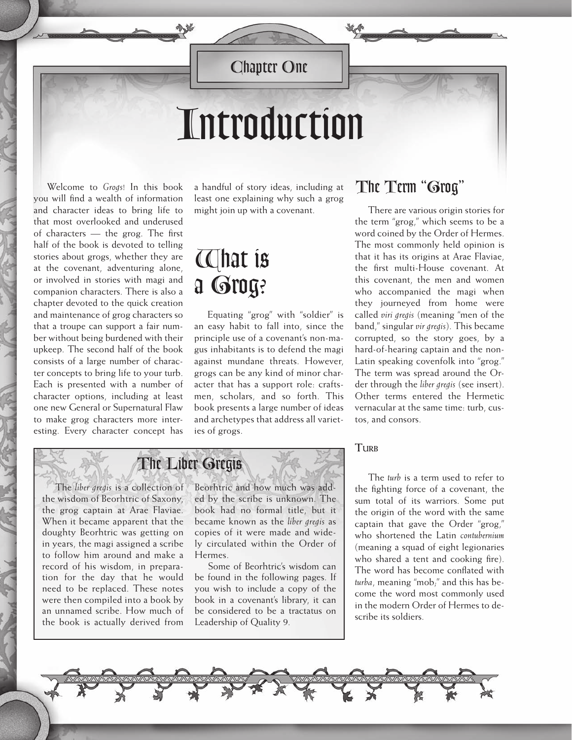Chapter One

# Introduction

Welcome to *Grogs*! In this book you will find a wealth of information and character ideas to bring life to that most overlooked and underused of characters — the grog. The first half of the book is devoted to telling stories about grogs, whether they are at the covenant, adventuring alone, or involved in stories with magi and companion characters. There is also a chapter devoted to the quick creation and maintenance of grog characters so that a troupe can support a fair number without being burdened with their upkeep. The second half of the book consists of a large number of character concepts to bring life to your turb. Each is presented with a number of character options, including at least one new General or Supernatural Flaw to make grog characters more interesting. Every character concept has a handful of story ideas, including at least one explaining why such a grog might join up with a covenant.

## What is a Grog?

Equating "grog" with "soldier" is an easy habit to fall into, since the principle use of a covenant's non-magus inhabitants is to defend the magi against mundane threats. However, grogs can be any kind of minor character that has a support role: craftsmen, scholars, and so forth. This book presents a large number of ideas and archetypes that address all varieties of grogs.

### The Liber Gregis

The *liber gregis* is a collection of the wisdom of Beorhtric of Saxony, the grog captain at Arae Flaviae. When it became apparent that the doughty Beorhtric was getting on in years, the magi assigned a scribe to follow him around and make a record of his wisdom, in preparation for the day that he would need to be replaced. These notes were then compiled into a book by an unnamed scribe. How much of the book is actually derived from Beorhtric and how much was added by the scribe is unknown. The book had no formal title, but it became known as the *liber gregis* as copies of it were made and widely circulated within the Order of Hermes.

Some of Beorhtric's wisdom can be found in the following pages. If you wish to include a copy of the book in a covenant's library, it can be considered to be a tractatus on Leadership of Quality 9.

## The Term "Grog"

There are various origin stories for the term "grog," which seems to be a word coined by the Order of Hermes. The most commonly held opinion is that it has its origins at Arae Flaviae, the first multi-House covenant. At this covenant, the men and women who accompanied the magi when they journeyed from home were called *viri gregis* (meaning "men of the band," singular *vir gregis*). This became corrupted, so the story goes, by a hard-of-hearing captain and the non-Latin speaking covenfolk into "grog." The term was spread around the Order through the *liber gregis* (see insert). Other terms entered the Hermetic vernacular at the same time: turb, custos, and consors.

### Turb

The *turb* is a term used to refer to the fighting force of a covenant, the sum total of its warriors. Some put the origin of the word with the same captain that gave the Order "grog," who shortened the Latin *contubernium* (meaning a squad of eight legionaries who shared a tent and cooking fire). The word has become conflated with *turba*, meaning "mob;" and this has become the word most commonly used in the modern Order of Hermes to describe its soldiers.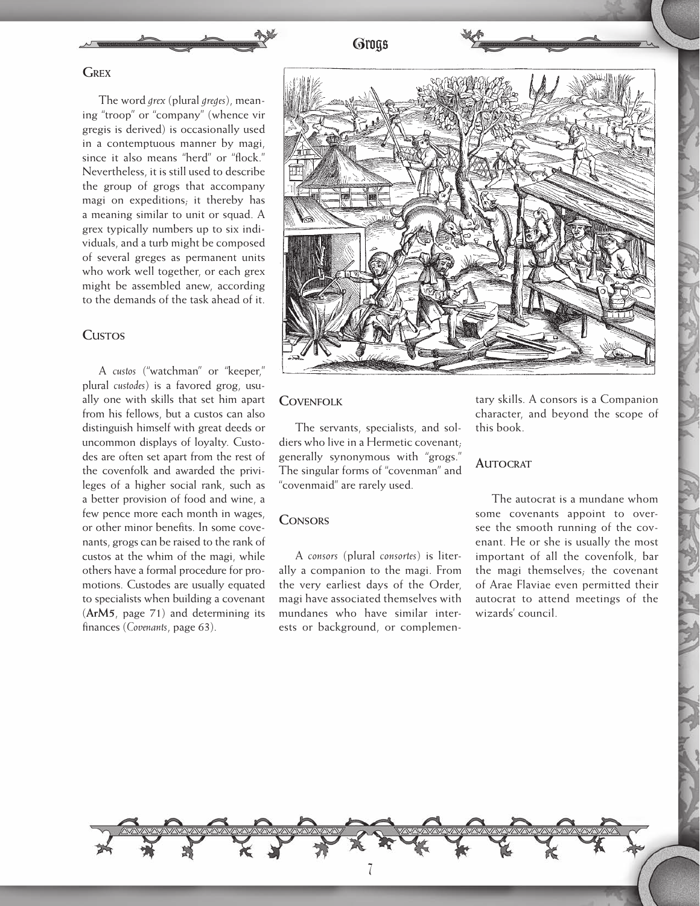### Grex

The word *grex* (plural *greges*), meaning "troop" or "company" (whence vir gregis is derived) is occasionally used in a contemptuous manner by magi, since it also means "herd" or "flock." Nevertheless, it is still used to describe the group of grogs that accompany magi on expeditions; it thereby has a meaning similar to unit or squad. A grex typically numbers up to six individuals, and a turb might be composed of several greges as permanent units who work well together, or each grex might be assembled anew, according to the demands of the task ahead of it.

### Custos

A *custos* ("watchman" or "keeper," plural *custodes*) is a favored grog, usually one with skills that set him apart from his fellows, but a custos can also distinguish himself with great deeds or uncommon displays of loyalty. Custodes are often set apart from the rest of the covenfolk and awarded the privileges of a higher social rank, such as a better provision of food and wine, a few pence more each month in wages, or other minor benefits. In some covenants, grogs can be raised to the rank of custos at the whim of the magi, while others have a formal procedure for promotions. Custodes are usually equated to specialists when building a covenant (**ArM5**, page 71) and determining its finances (*Covenants*, page 63).

### Covenfolk

The servants, specialists, and soldiers who live in a Hermetic covenant; generally synonymous with "grogs." The singular forms of "covenman" and "covenmaid" are rarely used.

### Consors

A *consors* (plural *consortes*) is literally a companion to the magi. From the very earliest days of the Order, magi have associated themselves with mundanes who have similar interests or background, or complementary skills. A consors is a Companion character, and beyond the scope of this book.

### Autocrat

The autocrat is a mundane whom some covenants appoint to oversee the smooth running of the covenant. He or she is usually the most important of all the covenfolk, bar the magi themselves; the covenant of Arae Flaviae even permitted their autocrat to attend meetings of the wizards' council.